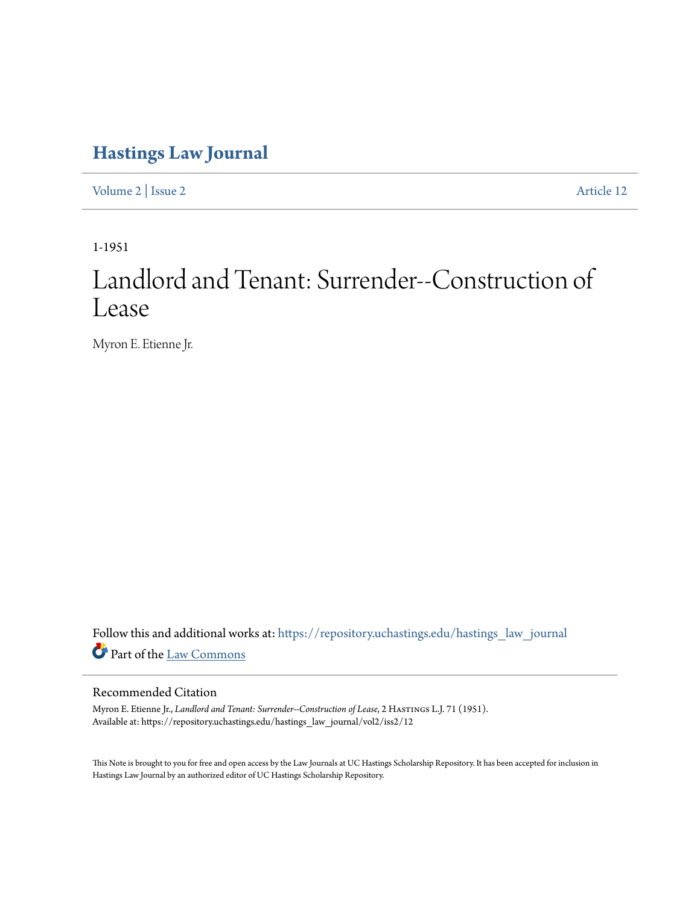# Hastings Law Journal

Volume 2 | Issue 2 Article 12

1-1951

# Landlord and Tenant: Surrender--Construction of Lease

Myron E. Etienne Jr.

Follow this and additional works at: https://repository.uchastings.edu/hastings_law_journal

Part of the Law Commons

## Recommended Citation

Myron E. Etienne Jr., *Landlord and Tenant: Surrender--Construction of Lease*, 2 Hastings L.J. 71 (1951).
Available at: https://repository.uchastings.edu/hastings_law_journal/vol2/iss2/12

This Note is brought to you for free and open access by the Law Journals at UC Hastings Scholarship Repository. It has been accepted for inclusion in Hastings Law Journal by an authorized editor of UC Hastings Scholarship Repository.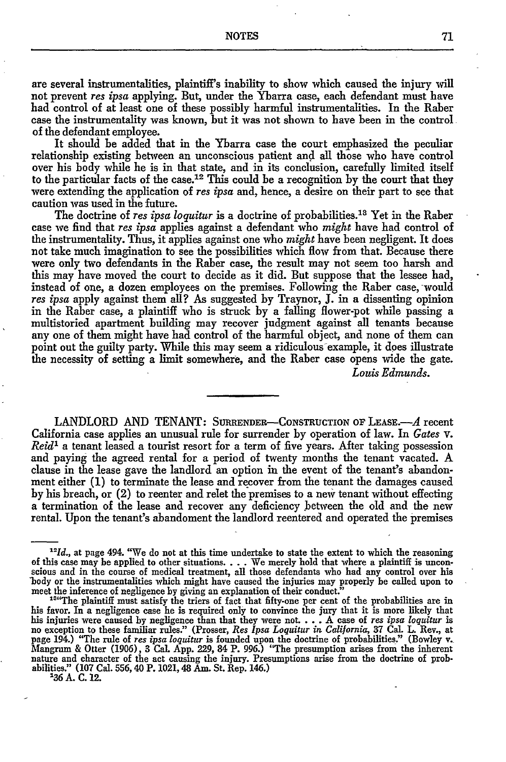are several instrumentalities, plaintiff's inability to show which caused the injury will not prevent *res ipsa* applying. But, under the Ybarra case, each defendant must have had control of at least one of these possibly harmful instrumentalities. In the Raber case the instrumentality was known, but it was not shown to have been in the control of the defendant employee.

It should be added that in the Ybarra case the court emphasized the peculiar relationship existing between an unconscious patient and all those who have control over his body while he is in that state, and in its conclusion, carefully limited itself to the particular facts of the case.[12] This could be a recognition by the court that they were extending the application of *res ipsa* and, hence, a desire on their part to see that caution was used in the future.

The doctrine of *res ipsa loquitur* is a doctrine of probabilities.[13] Yet in the Raber case we find that *res ipsa* applies against a defendant who *might* have had control of the instrumentality. Thus, it applies against one who *might* have been negligent. It does not take much imagination to see the possibilities which flow from that. Because there were only two defendants in the Raber case, the result may not seem too harsh and this may have moved the court to decide as it did. But suppose that the lessee had, instead of one, a dozen employees on the premises. Following the Raber case, would *res ipsa* apply against them all? As suggested by Traynor, J. in a dissenting opinion in the Raber case, a plaintiff who is struck by a falling flower-pot while passing a multistoried apartment building may recover judgment against all tenants because any one of them might have had control of the harmful object, and none of them can point out the guilty party. While this may seem a ridiculous example, it does illustrate the necessity of setting a limit somewhere, and the Raber case opens wide the gate.

*Louis Edmunds.*

---

LANDLORD AND TENANT: SURRENDER—CONSTRUCTION OF LEASE.—*A* recent California case applies an unusual rule for surrender by operation of law. In *Gates* v. *Reid*[1] a tenant leased a tourist resort for a term of five years. After taking possession and paying the agreed rental for a period of twenty months the tenant vacated. A clause in the lease gave the landlord an option in the event of the tenant's abandonment either (1) to terminate the lease and recover from the tenant the damages caused by his breach, or (2) to reenter and relet the premises to a new tenant without effecting a termination of the lease and recover any deficiency between the old and the new rental. Upon the tenant's abandoment the landlord reentered and operated the premises

---

[12] *Id.*, at page 494. "We do not at this time undertake to state the extent to which the reasoning of this case may be applied to other situations. . . . We merely hold that where a plaintiff is unconscious and in the course of medical treatment, all those defendants who had any control over his body or the instrumentalities which might have caused the injuries may properly be called upon to meet the inference of negligence by giving an explanation of their conduct."

[13] "The plaintiff must satisfy the triers of fact that fifty-one per cent of the probabilities are in his favor. In a negligence case he is required only to convince the jury that it is more likely that his injuries were caused by negligence than that they were not. . . . A case of *res ipsa loquitur* is no exception to these familiar rules." (Prosser, *Res Ipsa Loquitur in California*, 37 Cal. L. Rev., at page 194.) "The rule of *res ipsa loquitur* is founded upon the doctrine of probabilities." (Bowley v. Mangrum & Otter (1906), 3 Cal. App. 229, 84 P. 996.) "The presumption arises from the inherent nature and character of the act causing the injury. Presumptions arise from the doctrine of probabilities." (107 Cal. 556, 40 P. 1021, 48 Am. St. Rep. 146.)

[1] 36 A. C. 12.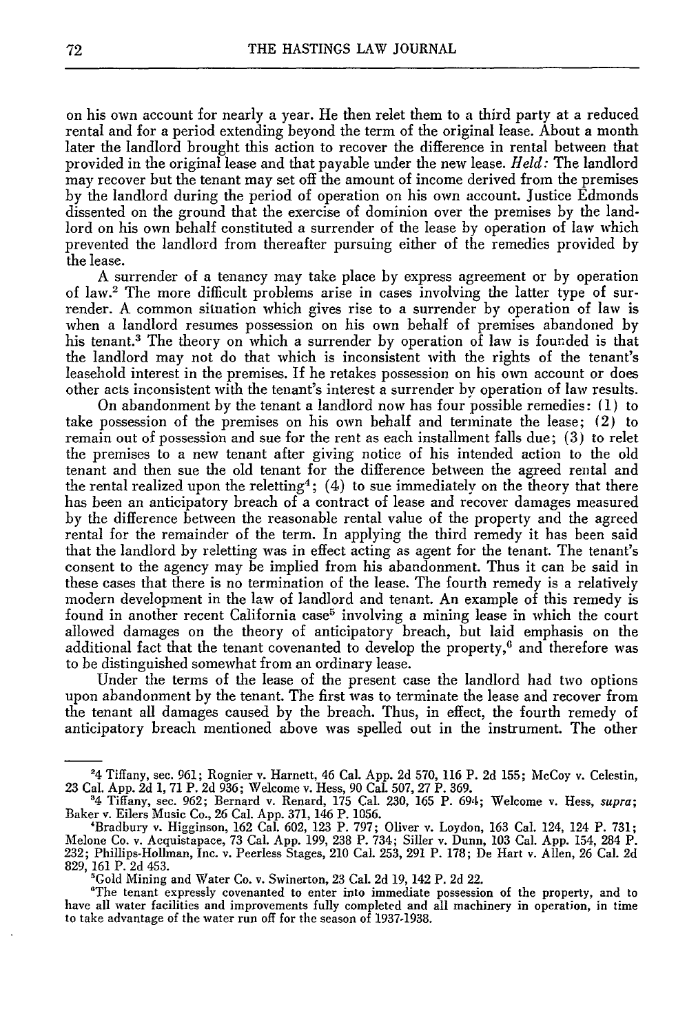on his own account for nearly a year. He then relet them to a third party at a reduced rental and for a period extending beyond the term of the original lease. About a month later the landlord brought this action to recover the difference in rental between that provided in the original lease and that payable under the new lease. *Held:* The landlord may recover but the tenant may set off the amount of income derived from the premises by the landlord during the period of operation on his own account. Justice Edmonds dissented on the ground that the exercise of dominion over the premises by the landlord on his own behalf constituted a surrender of the lease by operation of law which prevented the landlord from thereafter pursuing either of the remedies provided by the lease.

A surrender of a tenancy may take place by express agreement or by operation of law.[2] The more difficult problems arise in cases involving the latter type of surrender. A common situation which gives rise to a surrender by operation of law is when a landlord resumes possession on his own behalf of premises abandoned by his tenant.[3] The theory on which a surrender by operation of law is founded is that the landlord may not do that which is inconsistent with the rights of the tenant's leasehold interest in the premises. If he retakes possession on his own account or does other acts inconsistent with the tenant's interest a surrender by operation of law results.

On abandonment by the tenant a landlord now has four possible remedies: (1) to take possession of the premises on his own behalf and terminate the lease; (2) to remain out of possession and sue for the rent as each installment falls due; (3) to relet the premises to a new tenant after giving notice of his intended action to the old tenant and then sue the old tenant for the difference between the agreed rental and the rental realized upon the reletting[4]; (4) to sue immediately on the theory that there has been an anticipatory breach of a contract of lease and recover damages measured by the difference between the reasonable rental value of the property and the agreed rental for the remainder of the term. In applying the third remedy it has been said that the landlord by reletting was in effect acting as agent for the tenant. The tenant's consent to the agency may be implied from his abandonment. Thus it can be said in these cases that there is no termination of the lease. The fourth remedy is a relatively modern development in the law of landlord and tenant. An example of this remedy is found in another recent California case[5] involving a mining lease in which the court allowed damages on the theory of anticipatory breach, but laid emphasis on the additional fact that the tenant covenanted to develop the property,[6] and therefore was to be distinguished somewhat from an ordinary lease.

Under the terms of the lease of the present case the landlord had two options upon abandonment by the tenant. The first was to terminate the lease and recover from the tenant all damages caused by the breach. Thus, in effect, the fourth remedy of anticipatory breach mentioned above was spelled out in the instrument. The other

---

[2] 4 Tiffany, sec. 961; Rognier v. Harnett, 46 Cal. App. 2d 570, 116 P. 2d 155; McCoy v. Celestin, 23 Cal. App. 2d 1, 71 P. 2d 936; Welcome v. Hess, 90 Cal. 507, 27 P. 369.

[3] 4 Tiffany, sec. 962; Bernard v. Renard, 175 Cal. 230, 165 P. 694; Welcome v. Hess, *supra*; Baker v. Eilers Music Co., 26 Cal. App. 371, 146 P. 1056.

[4] Bradbury v. Higginson, 162 Cal. 602, 123 P. 797; Oliver v. Loydon, 163 Cal. 124, 124 P. 731; Melone Co. v. Acquistapace, 73 Cal. App. 199, 238 P. 734; Siller v. Dunn, 103 Cal. App. 154, 284 P. 232; Phillips-Hollman, Inc. v. Peerless Stages, 210 Cal. 253, 291 P. 178; De Hart v. Allen, 26 Cal. 2d 829, 161 P. 2d 453.

[5] Gold Mining and Water Co. v. Swinerton, 23 Cal. 2d 19, 142 P. 2d 22.

[6] The tenant expressly covenanted to enter into immediate possession of the property, and to have all water facilities and improvements fully completed and all machinery in operation, in time to take advantage of the water run off for the season of 1937-1938.